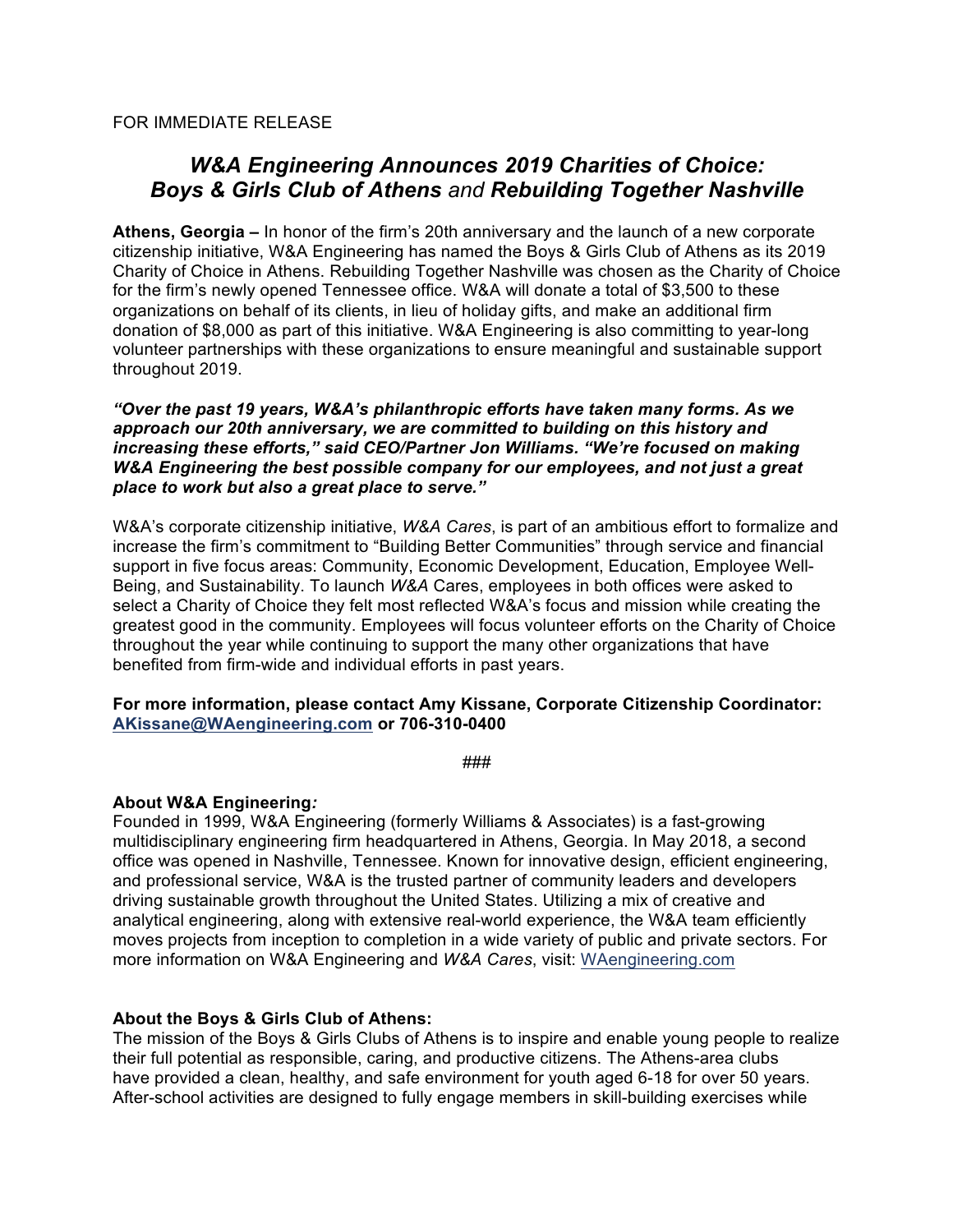FOR IMMEDIATE RELEASE

# *W&A Engineering Announces 2019 Charities of Choice: Boys & Girls Club of Athens and Rebuilding Together Nashville*

**Athens, Georgia –** In honor of the firm's 20th anniversary and the launch of a new corporate citizenship initiative, W&A Engineering has named the Boys & Girls Club of Athens as its 2019 Charity of Choice in Athens. Rebuilding Together Nashville was chosen as the Charity of Choice for the firm's newly opened Tennessee office. W&A will donate a total of $3,500 to these organizations on behalf of its clients, in lieu of holiday gifts, and make an additional firm donation of $8,000 as part of this initiative. W&A Engineering is also committing to year-long volunteer partnerships with these organizations to ensure meaningful and sustainable support throughout 2019.

***"Over the past 19 years, W&A's philanthropic efforts have taken many forms. As we approach our 20th anniversary, we are committed to building on this history and increasing these efforts," said CEO/Partner Jon Williams. "We're focused on making W&A Engineering the best possible company for our employees, and not just a great place to work but also a great place to serve."***

W&A's corporate citizenship initiative, *W&A Cares*, is part of an ambitious effort to formalize and increase the firm's commitment to "Building Better Communities" through service and financial support in five focus areas: Community, Economic Development, Education, Employee Well-Being, and Sustainability. To launch *W&A* Cares, employees in both offices were asked to select a Charity of Choice they felt most reflected W&A's focus and mission while creating the greatest good in the community. Employees will focus volunteer efforts on the Charity of Choice throughout the year while continuing to support the many other organizations that have benefited from firm-wide and individual efforts in past years.

**For more information, please contact Amy Kissane, Corporate Citizenship Coordinator: AKissane@WAengineering.com or 706-310-0400**

###

**About W&A Engineering*:***
Founded in 1999, W&A Engineering (formerly Williams & Associates) is a fast-growing multidisciplinary engineering firm headquartered in Athens, Georgia. In May 2018, a second office was opened in Nashville, Tennessee. Known for innovative design, efficient engineering, and professional service, W&A is the trusted partner of community leaders and developers driving sustainable growth throughout the United States. Utilizing a mix of creative and analytical engineering, along with extensive real-world experience, the W&A team efficiently moves projects from inception to completion in a wide variety of public and private sectors. For more information on W&A Engineering and *W&A Cares*, visit: WAengineering.com

**About the Boys & Girls Club of Athens:**
The mission of the Boys & Girls Clubs of Athens is to inspire and enable young people to realize their full potential as responsible, caring, and productive citizens. The Athens-area clubs have provided a clean, healthy, and safe environment for youth aged 6-18 for over 50 years. After-school activities are designed to fully engage members in skill-building exercises while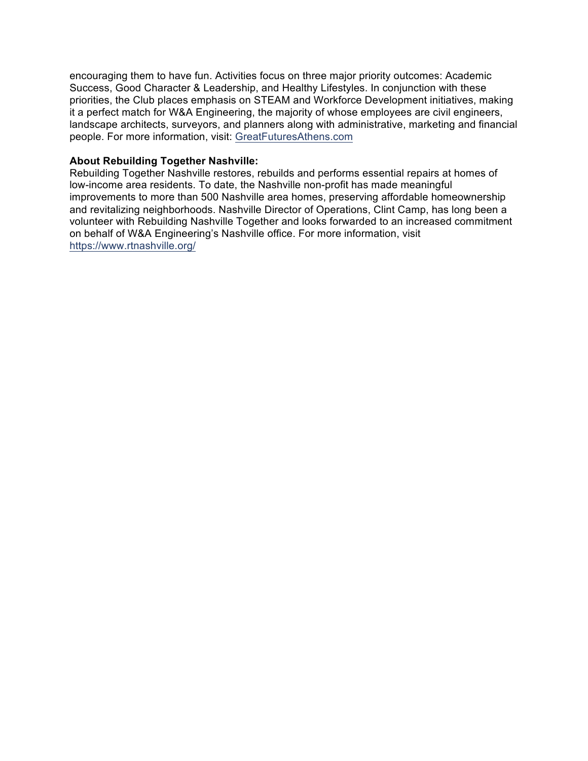encouraging them to have fun. Activities focus on three major priority outcomes: Academic Success, Good Character & Leadership, and Healthy Lifestyles. In conjunction with these priorities, the Club places emphasis on STEAM and Workforce Development initiatives, making it a perfect match for W&A Engineering, the majority of whose employees are civil engineers, landscape architects, surveyors, and planners along with administrative, marketing and financial people. For more information, visit: GreatFuturesAthens.com

**About Rebuilding Together Nashville:**
Rebuilding Together Nashville restores, rebuilds and performs essential repairs at homes of low-income area residents. To date, the Nashville non-profit has made meaningful improvements to more than 500 Nashville area homes, preserving affordable homeownership and revitalizing neighborhoods. Nashville Director of Operations, Clint Camp, has long been a volunteer with Rebuilding Nashville Together and looks forwarded to an increased commitment on behalf of W&A Engineering's Nashville office. For more information, visit https://www.rtnashville.org/